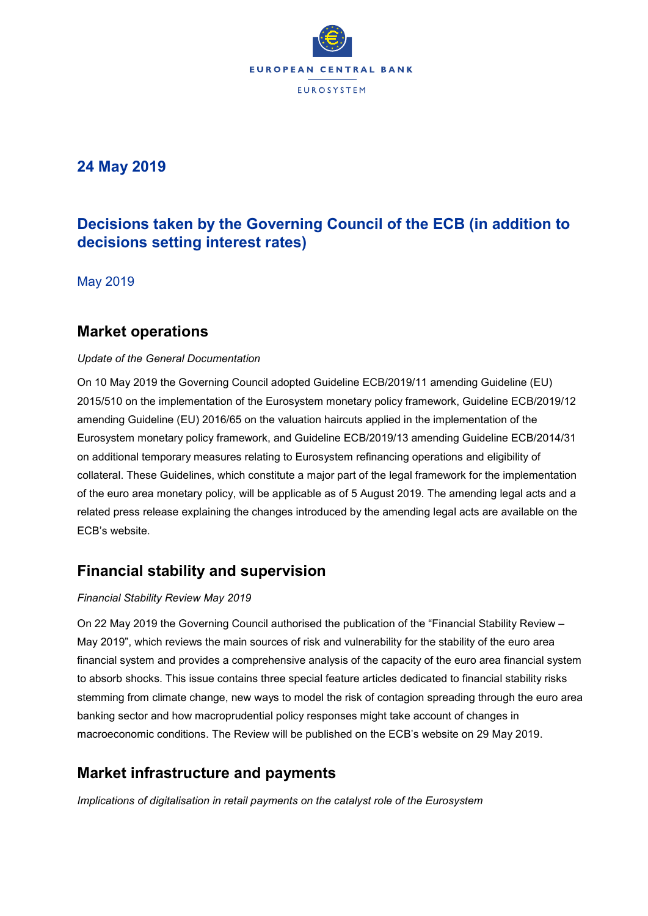24 May 2019

# Decisions taken by the Governing Council of the ECB (in addition to decisions setting interest rates)

May 2019

## Market operations

*Update of the General Documentation*

On 10 May 2019 the Governing Council adopted Guideline ECB/2019/11 amending Guideline (EU) 2015/510 on the implementation of the Eurosystem monetary policy framework, Guideline ECB/2019/12 amending Guideline (EU) 2016/65 on the valuation haircuts applied in the implementation of the Eurosystem monetary policy framework, and Guideline ECB/2019/13 amending Guideline ECB/2014/31 on additional temporary measures relating to Eurosystem refinancing operations and eligibility of collateral. These Guidelines, which constitute a major part of the legal framework for the implementation of the euro area monetary policy, will be applicable as of 5 August 2019. The amending legal acts and a related press release explaining the changes introduced by the amending legal acts are available on the ECB's website.

## Financial stability and supervision

*Financial Stability Review May 2019*

On 22 May 2019 the Governing Council authorised the publication of the "Financial Stability Review – May 2019", which reviews the main sources of risk and vulnerability for the stability of the euro area financial system and provides a comprehensive analysis of the capacity of the euro area financial system to absorb shocks. This issue contains three special feature articles dedicated to financial stability risks stemming from climate change, new ways to model the risk of contagion spreading through the euro area banking sector and how macroprudential policy responses might take account of changes in macroeconomic conditions. The Review will be published on the ECB's website on 29 May 2019.

## Market infrastructure and payments

*Implications of digitalisation in retail payments on the catalyst role of the Eurosystem*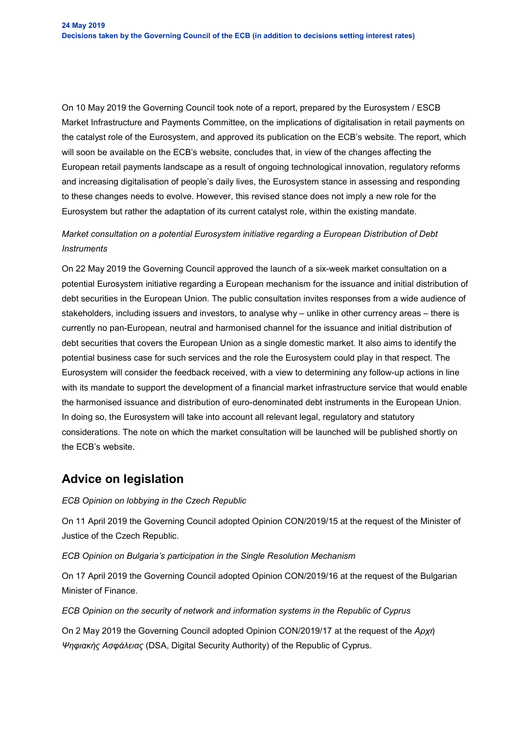On 10 May 2019 the Governing Council took note of a report, prepared by the Eurosystem / ESCB Market Infrastructure and Payments Committee, on the implications of digitalisation in retail payments on the catalyst role of the Eurosystem, and approved its publication on the ECB's website. The report, which will soon be available on the ECB's website, concludes that, in view of the changes affecting the European retail payments landscape as a result of ongoing technological innovation, regulatory reforms and increasing digitalisation of people's daily lives, the Eurosystem stance in assessing and responding to these changes needs to evolve. However, this revised stance does not imply a new role for the Eurosystem but rather the adaptation of its current catalyst role, within the existing mandate.

*Market consultation on a potential Eurosystem initiative regarding a European Distribution of Debt Instruments*

On 22 May 2019 the Governing Council approved the launch of a six-week market consultation on a potential Eurosystem initiative regarding a European mechanism for the issuance and initial distribution of debt securities in the European Union. The public consultation invites responses from a wide audience of stakeholders, including issuers and investors, to analyse why – unlike in other currency areas – there is currently no pan-European, neutral and harmonised channel for the issuance and initial distribution of debt securities that covers the European Union as a single domestic market. It also aims to identify the potential business case for such services and the role the Eurosystem could play in that respect. The Eurosystem will consider the feedback received, with a view to determining any follow-up actions in line with its mandate to support the development of a financial market infrastructure service that would enable the harmonised issuance and distribution of euro-denominated debt instruments in the European Union. In doing so, the Eurosystem will take into account all relevant legal, regulatory and statutory considerations. The note on which the market consultation will be launched will be published shortly on the ECB's website.

## Advice on legislation

*ECB Opinion on lobbying in the Czech Republic*

On 11 April 2019 the Governing Council adopted Opinion CON/2019/15 at the request of the Minister of Justice of the Czech Republic.

*ECB Opinion on Bulgaria's participation in the Single Resolution Mechanism*

On 17 April 2019 the Governing Council adopted Opinion CON/2019/16 at the request of the Bulgarian Minister of Finance.

*ECB Opinion on the security of network and information systems in the Republic of Cyprus*

On 2 May 2019 the Governing Council adopted Opinion CON/2019/17 at the request of the *Αρχή Ψηφιακής Ασφάλειας* (DSA, Digital Security Authority) of the Republic of Cyprus.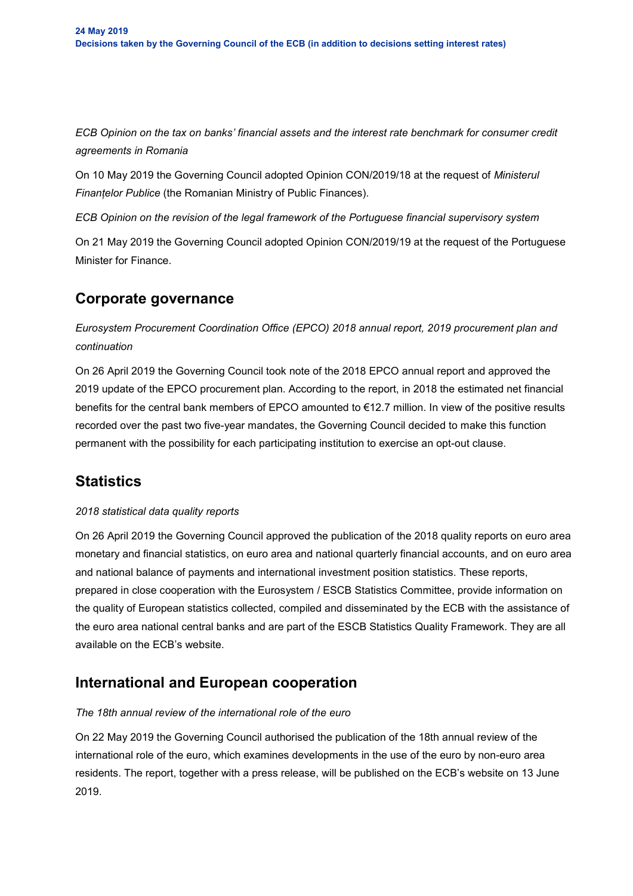*ECB Opinion on the tax on banks' financial assets and the interest rate benchmark for consumer credit agreements in Romania*

On 10 May 2019 the Governing Council adopted Opinion CON/2019/18 at the request of *Ministerul Finanțelor Publice* (the Romanian Ministry of Public Finances).

*ECB Opinion on the revision of the legal framework of the Portuguese financial supervisory system*

On 21 May 2019 the Governing Council adopted Opinion CON/2019/19 at the request of the Portuguese Minister for Finance.

## Corporate governance

*Eurosystem Procurement Coordination Office (EPCO) 2018 annual report, 2019 procurement plan and continuation*

On 26 April 2019 the Governing Council took note of the 2018 EPCO annual report and approved the 2019 update of the EPCO procurement plan. According to the report, in 2018 the estimated net financial benefits for the central bank members of EPCO amounted to €12.7 million. In view of the positive results recorded over the past two five-year mandates, the Governing Council decided to make this function permanent with the possibility for each participating institution to exercise an opt-out clause.

## Statistics

*2018 statistical data quality reports*

On 26 April 2019 the Governing Council approved the publication of the 2018 quality reports on euro area monetary and financial statistics, on euro area and national quarterly financial accounts, and on euro area and national balance of payments and international investment position statistics. These reports, prepared in close cooperation with the Eurosystem / ESCB Statistics Committee, provide information on the quality of European statistics collected, compiled and disseminated by the ECB with the assistance of the euro area national central banks and are part of the ESCB Statistics Quality Framework. They are all available on the ECB's website.

## International and European cooperation

*The 18th annual review of the international role of the euro*

On 22 May 2019 the Governing Council authorised the publication of the 18th annual review of the international role of the euro, which examines developments in the use of the euro by non-euro area residents. The report, together with a press release, will be published on the ECB's website on 13 June 2019.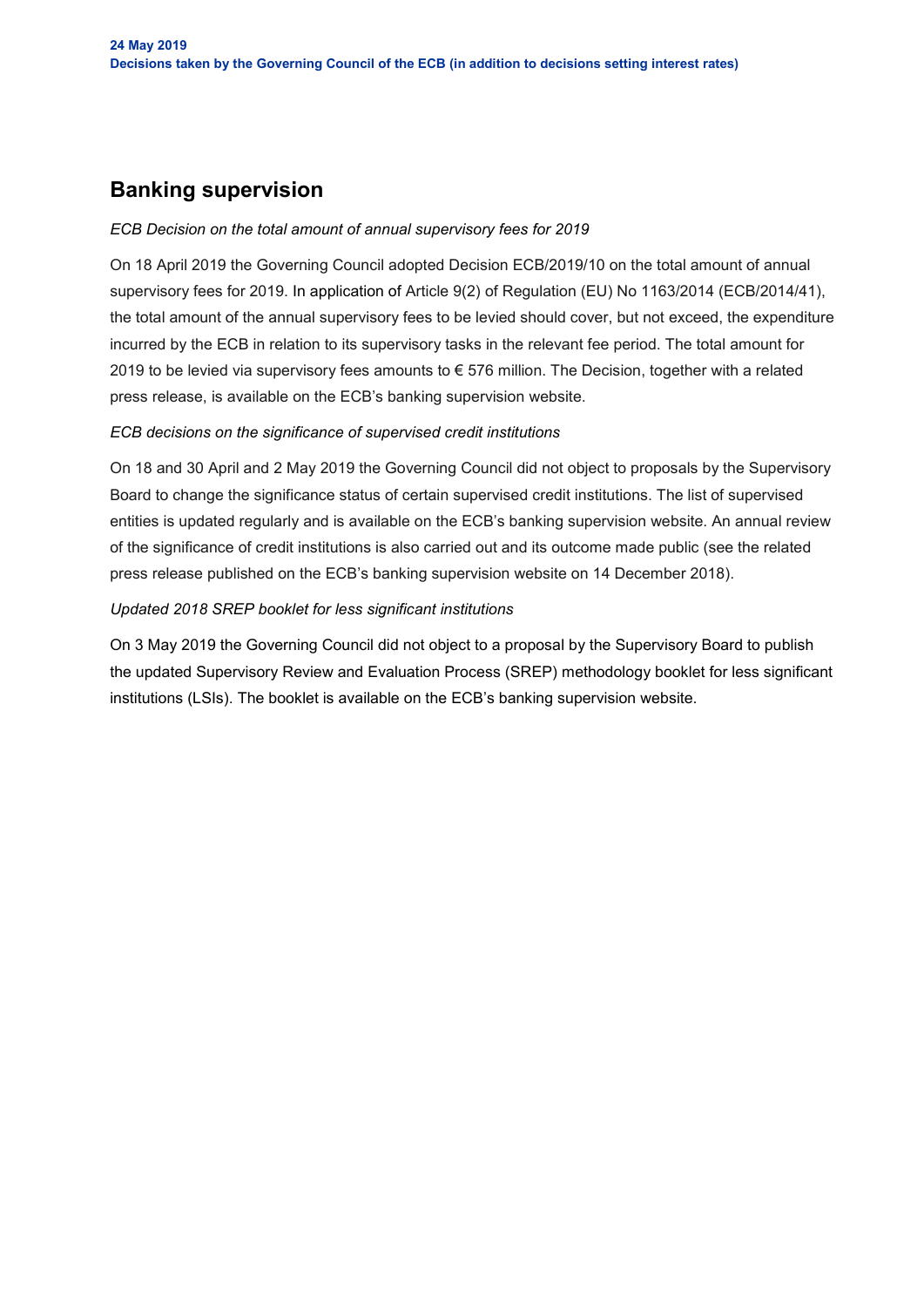## Banking supervision

*ECB Decision on the total amount of annual supervisory fees for 2019*

On 18 April 2019 the Governing Council adopted Decision ECB/2019/10 on the total amount of annual supervisory fees for 2019. In application of Article 9(2) of Regulation (EU) No 1163/2014 (ECB/2014/41), the total amount of the annual supervisory fees to be levied should cover, but not exceed, the expenditure incurred by the ECB in relation to its supervisory tasks in the relevant fee period. The total amount for 2019 to be levied via supervisory fees amounts to € 576 million. The Decision, together with a related press release, is available on the ECB's banking supervision website.

*ECB decisions on the significance of supervised credit institutions*

On 18 and 30 April and 2 May 2019 the Governing Council did not object to proposals by the Supervisory Board to change the significance status of certain supervised credit institutions. The list of supervised entities is updated regularly and is available on the ECB's banking supervision website. An annual review of the significance of credit institutions is also carried out and its outcome made public (see the related press release published on the ECB's banking supervision website on 14 December 2018).

*Updated 2018 SREP booklet for less significant institutions*

On 3 May 2019 the Governing Council did not object to a proposal by the Supervisory Board to publish the updated Supervisory Review and Evaluation Process (SREP) methodology booklet for less significant institutions (LSIs). The booklet is available on the ECB's banking supervision website.